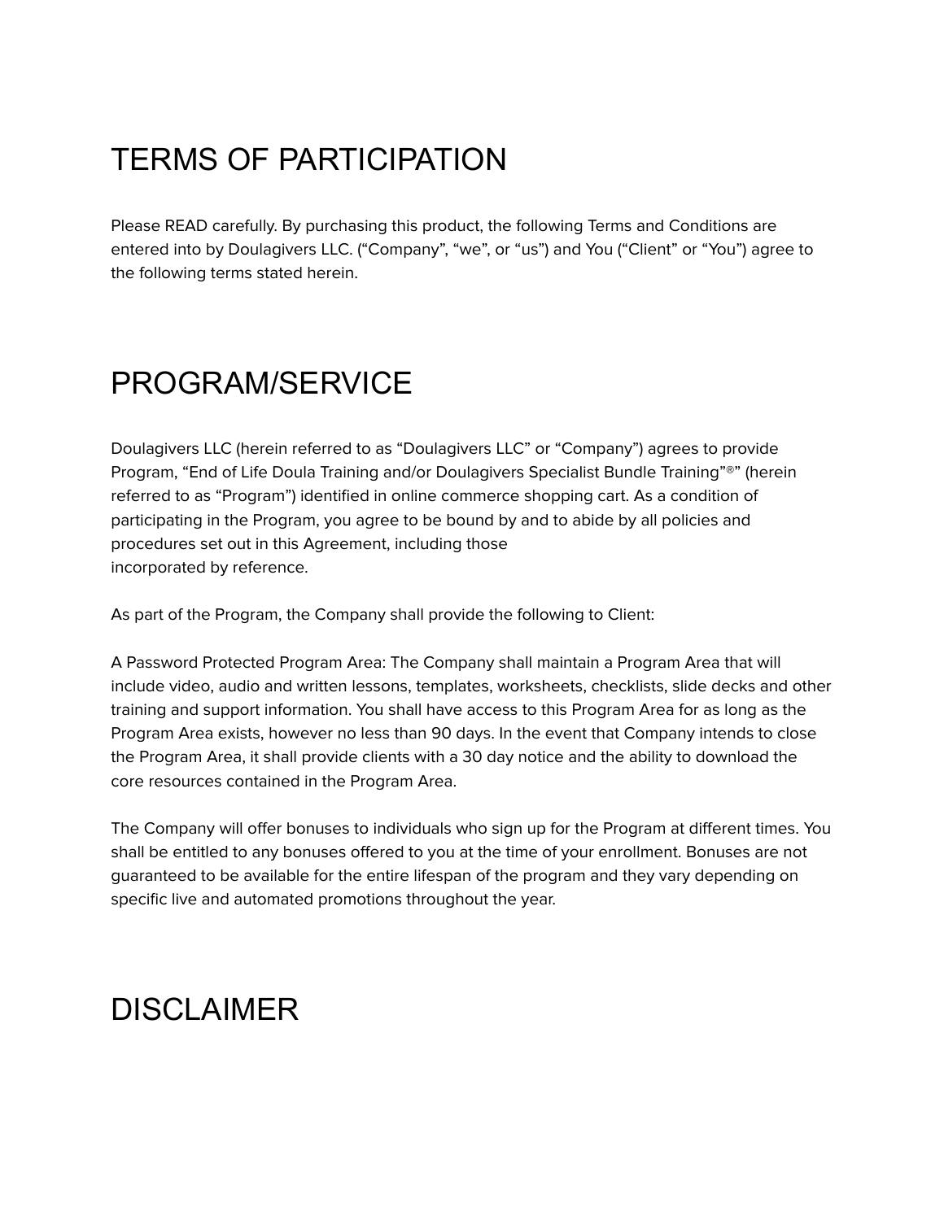# TERMS OF PARTICIPATION

Please READ carefully. By purchasing this product, the following Terms and Conditions are entered into by Doulagivers LLC. (“Company”, “we”, or “us”) and You (“Client” or “You”) agree to the following terms stated herein.

# PROGRAM/SERVICE

Doulagivers LLC (herein referred to as “Doulagivers LLC” or “Company”) agrees to provide Program, “End of Life Doula Training and/or Doulagivers Specialist Bundle Training”®” (herein referred to as “Program”) identified in online commerce shopping cart. As a condition of participating in the Program, you agree to be bound by and to abide by all policies and procedures set out in this Agreement, including those incorporated by reference.

As part of the Program, the Company shall provide the following to Client:

A Password Protected Program Area: The Company shall maintain a Program Area that will include video, audio and written lessons, templates, worksheets, checklists, slide decks and other training and support information. You shall have access to this Program Area for as long as the Program Area exists, however no less than 90 days. In the event that Company intends to close the Program Area, it shall provide clients with a 30 day notice and the ability to download the core resources contained in the Program Area.

The Company will offer bonuses to individuals who sign up for the Program at different times. You shall be entitled to any bonuses offered to you at the time of your enrollment. Bonuses are not guaranteed to be available for the entire lifespan of the program and they vary depending on specific live and automated promotions throughout the year.

# DISCLAIMER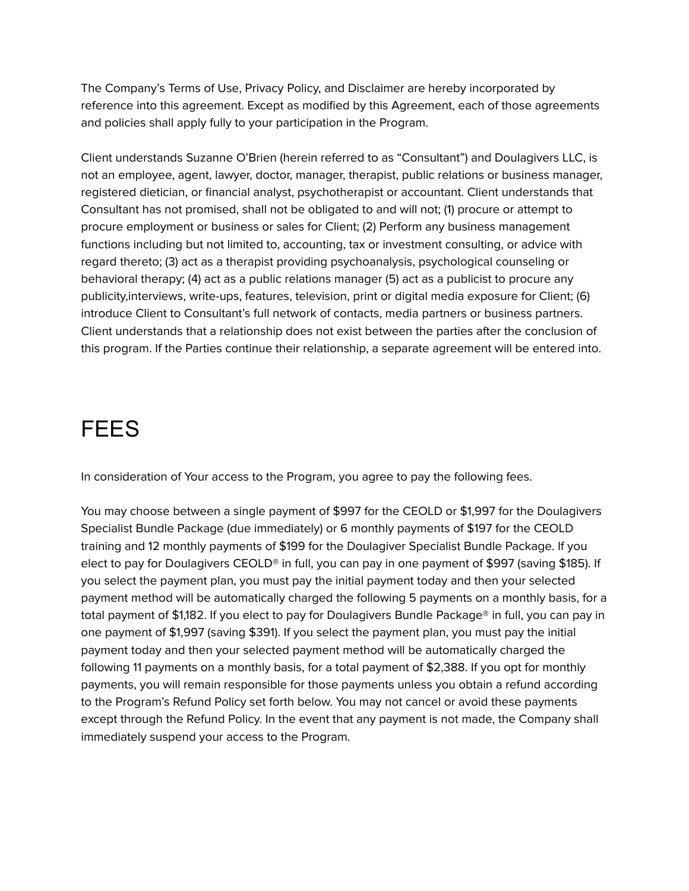The Company's Terms of Use, Privacy Policy, and Disclaimer are hereby incorporated by reference into this agreement. Except as modified by this Agreement, each of those agreements and policies shall apply fully to your participation in the Program.

Client understands Suzanne O'Brien (herein referred to as "Consultant") and Doulagivers LLC, is not an employee, agent, lawyer, doctor, manager, therapist, public relations or business manager, registered dietician, or financial analyst, psychotherapist or accountant. Client understands that Consultant has not promised, shall not be obligated to and will not; (1) procure or attempt to procure employment or business or sales for Client; (2) Perform any business management functions including but not limited to, accounting, tax or investment consulting, or advice with regard thereto; (3) act as a therapist providing psychoanalysis, psychological counseling or behavioral therapy; (4) act as a public relations manager (5) act as a publicist to procure any publicity,interviews, write-ups, features, television, print or digital media exposure for Client; (6) introduce Client to Consultant's full network of contacts, media partners or business partners. Client understands that a relationship does not exist between the parties after the conclusion of this program. If the Parties continue their relationship, a separate agreement will be entered into.

# FEES

In consideration of Your access to the Program, you agree to pay the following fees.

You may choose between a single payment of $997 for the CEOLD or $1,997 for the Doulagivers Specialist Bundle Package (due immediately) or 6 monthly payments of $197 for the CEOLD training and 12 monthly payments of $199 for the Doulagiver Specialist Bundle Package. If you elect to pay for Doulagivers CEOLD® in full, you can pay in one payment of $997 (saving $185). If you select the payment plan, you must pay the initial payment today and then your selected payment method will be automatically charged the following 5 payments on a monthly basis, for a total payment of $1,182. If you elect to pay for Doulagivers Bundle Package® in full, you can pay in one payment of $1,997 (saving $391). If you select the payment plan, you must pay the initial payment today and then your selected payment method will be automatically charged the following 11 payments on a monthly basis, for a total payment of $2,388. If you opt for monthly payments, you will remain responsible for those payments unless you obtain a refund according to the Program's Refund Policy set forth below. You may not cancel or avoid these payments except through the Refund Policy. In the event that any payment is not made, the Company shall immediately suspend your access to the Program.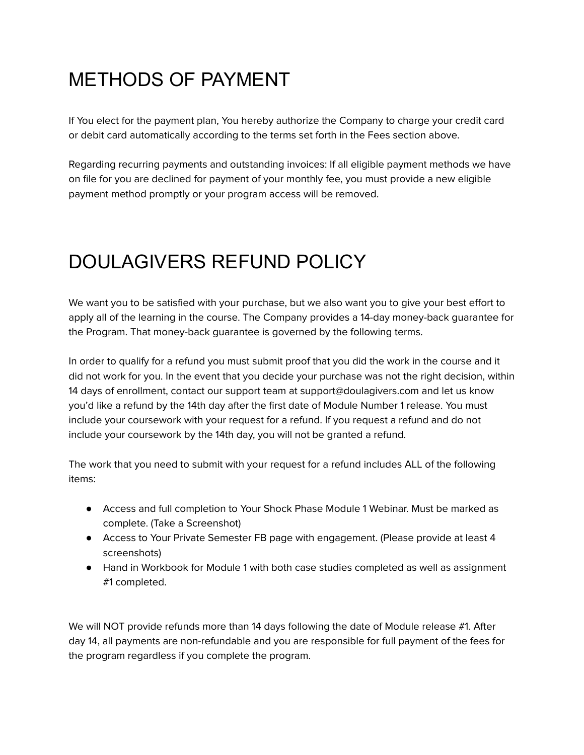# METHODS OF PAYMENT

If You elect for the payment plan, You hereby authorize the Company to charge your credit card or debit card automatically according to the terms set forth in the Fees section above.

Regarding recurring payments and outstanding invoices: If all eligible payment methods we have on file for you are declined for payment of your monthly fee, you must provide a new eligible payment method promptly or your program access will be removed.

# DOULAGIVERS REFUND POLICY

We want you to be satisfied with your purchase, but we also want you to give your best effort to apply all of the learning in the course. The Company provides a 14-day money-back guarantee for the Program. That money-back guarantee is governed by the following terms.

In order to qualify for a refund you must submit proof that you did the work in the course and it did not work for you. In the event that you decide your purchase was not the right decision, within 14 days of enrollment, contact our support team at support@doulagivers.com and let us know you'd like a refund by the 14th day after the first date of Module Number 1 release. You must include your coursework with your request for a refund. If you request a refund and do not include your coursework by the 14th day, you will not be granted a refund.

The work that you need to submit with your request for a refund includes ALL of the following items:

- Access and full completion to Your Shock Phase Module 1 Webinar. Must be marked as complete. (Take a Screenshot)
- Access to Your Private Semester FB page with engagement. (Please provide at least 4 screenshots)
- Hand in Workbook for Module 1 with both case studies completed as well as assignment #1 completed.

We will NOT provide refunds more than 14 days following the date of Module release #1. After day 14, all payments are non-refundable and you are responsible for full payment of the fees for the program regardless if you complete the program.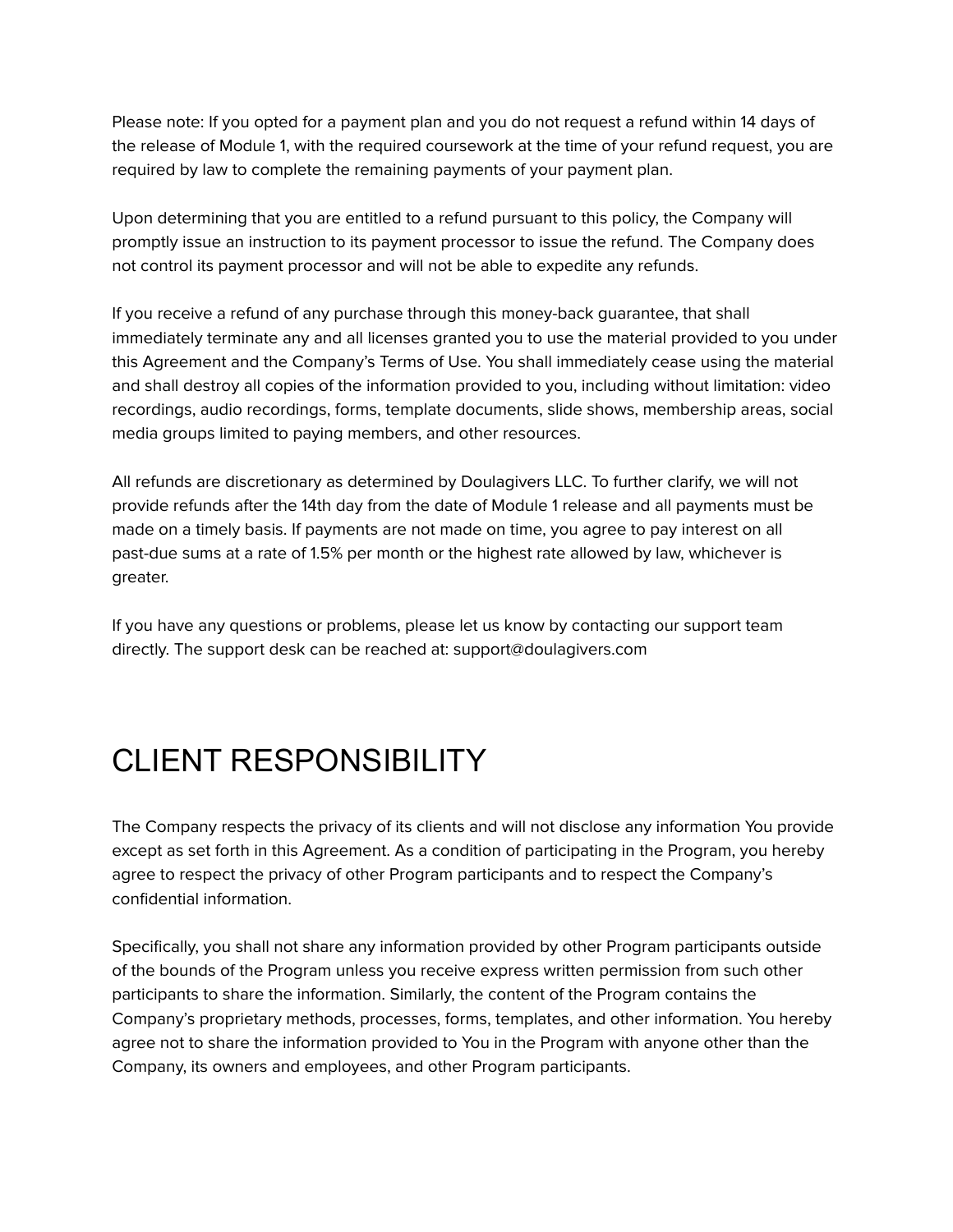Please note: If you opted for a payment plan and you do not request a refund within 14 days of the release of Module 1, with the required coursework at the time of your refund request, you are required by law to complete the remaining payments of your payment plan.

Upon determining that you are entitled to a refund pursuant to this policy, the Company will promptly issue an instruction to its payment processor to issue the refund. The Company does not control its payment processor and will not be able to expedite any refunds.

If you receive a refund of any purchase through this money-back guarantee, that shall immediately terminate any and all licenses granted you to use the material provided to you under this Agreement and the Company's Terms of Use. You shall immediately cease using the material and shall destroy all copies of the information provided to you, including without limitation: video recordings, audio recordings, forms, template documents, slide shows, membership areas, social media groups limited to paying members, and other resources.

All refunds are discretionary as determined by Doulagivers LLC. To further clarify, we will not provide refunds after the 14th day from the date of Module 1 release and all payments must be made on a timely basis. If payments are not made on time, you agree to pay interest on all past-due sums at a rate of 1.5% per month or the highest rate allowed by law, whichever is greater.

If you have any questions or problems, please let us know by contacting our support team directly. The support desk can be reached at: support@doulagivers.com

# CLIENT RESPONSIBILITY

The Company respects the privacy of its clients and will not disclose any information You provide except as set forth in this Agreement. As a condition of participating in the Program, you hereby agree to respect the privacy of other Program participants and to respect the Company's confidential information.

Specifically, you shall not share any information provided by other Program participants outside of the bounds of the Program unless you receive express written permission from such other participants to share the information. Similarly, the content of the Program contains the Company's proprietary methods, processes, forms, templates, and other information. You hereby agree not to share the information provided to You in the Program with anyone other than the Company, its owners and employees, and other Program participants.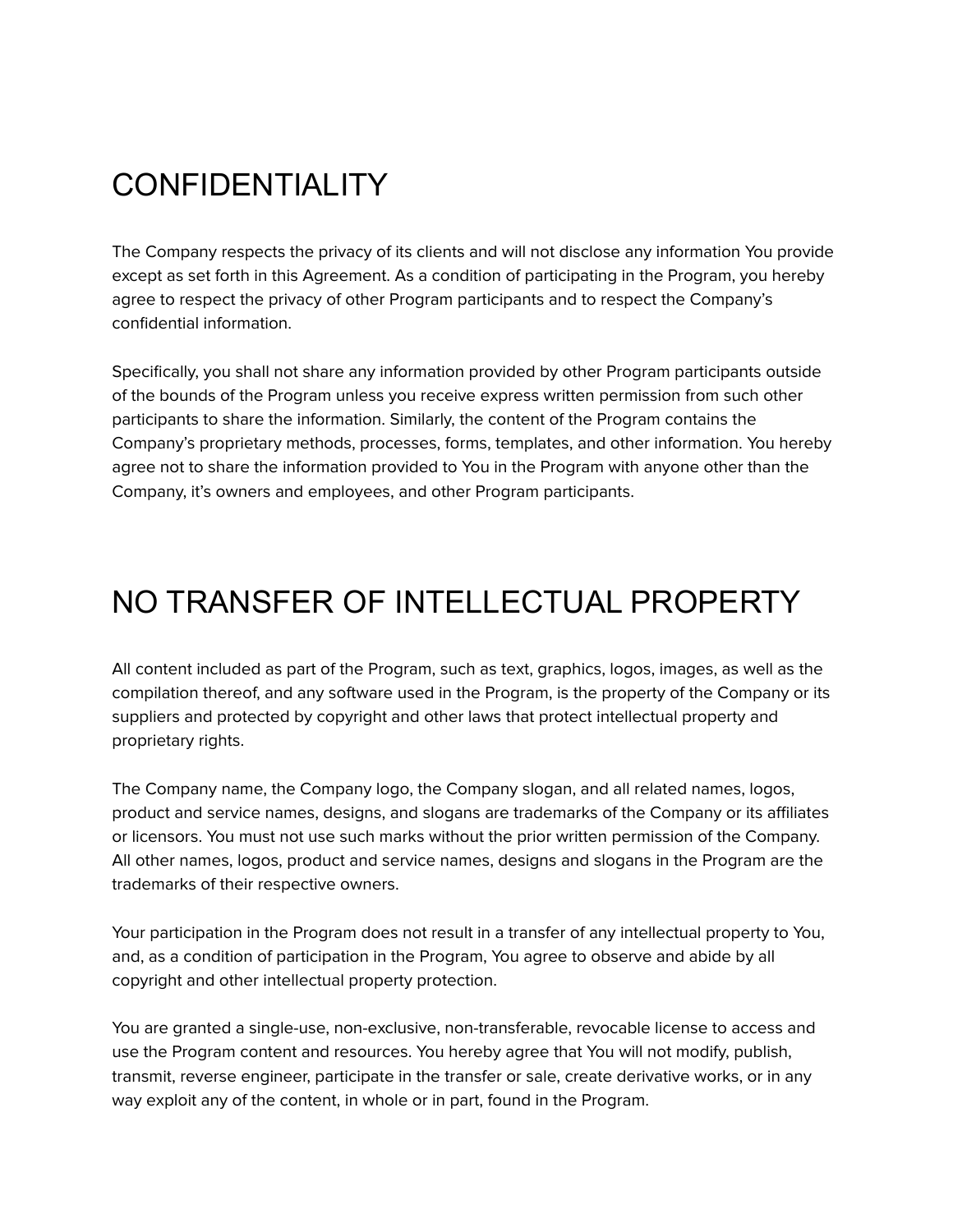# CONFIDENTIALITY

The Company respects the privacy of its clients and will not disclose any information You provide except as set forth in this Agreement. As a condition of participating in the Program, you hereby agree to respect the privacy of other Program participants and to respect the Company's confidential information.

Specifically, you shall not share any information provided by other Program participants outside of the bounds of the Program unless you receive express written permission from such other participants to share the information. Similarly, the content of the Program contains the Company's proprietary methods, processes, forms, templates, and other information. You hereby agree not to share the information provided to You in the Program with anyone other than the Company, it's owners and employees, and other Program participants.

# NO TRANSFER OF INTELLECTUAL PROPERTY

All content included as part of the Program, such as text, graphics, logos, images, as well as the compilation thereof, and any software used in the Program, is the property of the Company or its suppliers and protected by copyright and other laws that protect intellectual property and proprietary rights.

The Company name, the Company logo, the Company slogan, and all related names, logos, product and service names, designs, and slogans are trademarks of the Company or its affiliates or licensors. You must not use such marks without the prior written permission of the Company. All other names, logos, product and service names, designs and slogans in the Program are the trademarks of their respective owners.

Your participation in the Program does not result in a transfer of any intellectual property to You, and, as a condition of participation in the Program, You agree to observe and abide by all copyright and other intellectual property protection.

You are granted a single-use, non-exclusive, non-transferable, revocable license to access and use the Program content and resources. You hereby agree that You will not modify, publish, transmit, reverse engineer, participate in the transfer or sale, create derivative works, or in any way exploit any of the content, in whole or in part, found in the Program.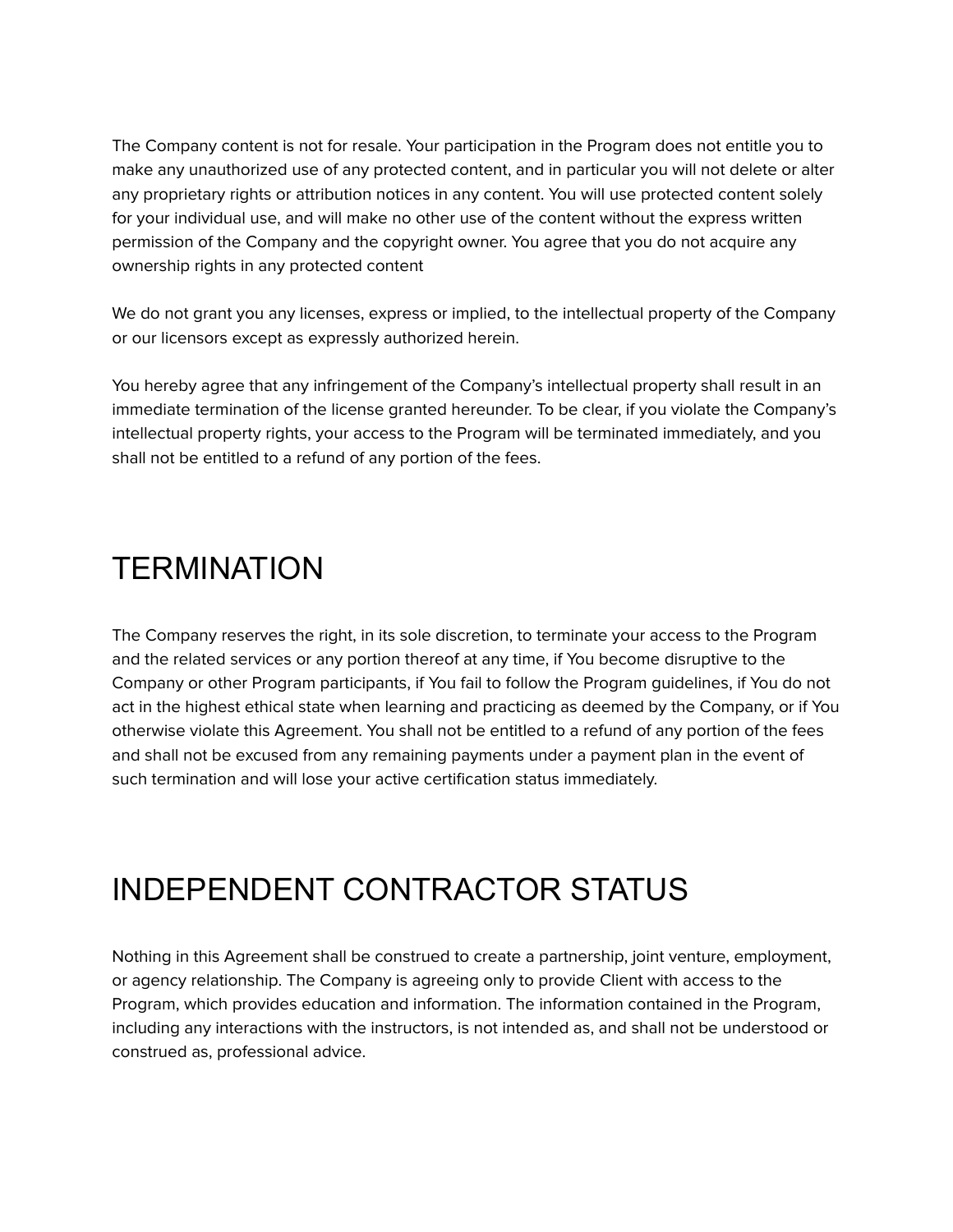The Company content is not for resale. Your participation in the Program does not entitle you to make any unauthorized use of any protected content, and in particular you will not delete or alter any proprietary rights or attribution notices in any content. You will use protected content solely for your individual use, and will make no other use of the content without the express written permission of the Company and the copyright owner. You agree that you do not acquire any ownership rights in any protected content

We do not grant you any licenses, express or implied, to the intellectual property of the Company or our licensors except as expressly authorized herein.

You hereby agree that any infringement of the Company's intellectual property shall result in an immediate termination of the license granted hereunder. To be clear, if you violate the Company's intellectual property rights, your access to the Program will be terminated immediately, and you shall not be entitled to a refund of any portion of the fees.

# TERMINATION

The Company reserves the right, in its sole discretion, to terminate your access to the Program and the related services or any portion thereof at any time, if You become disruptive to the Company or other Program participants, if You fail to follow the Program guidelines, if You do not act in the highest ethical state when learning and practicing as deemed by the Company, or if You otherwise violate this Agreement. You shall not be entitled to a refund of any portion of the fees and shall not be excused from any remaining payments under a payment plan in the event of such termination and will lose your active certification status immediately.

# INDEPENDENT CONTRACTOR STATUS

Nothing in this Agreement shall be construed to create a partnership, joint venture, employment, or agency relationship. The Company is agreeing only to provide Client with access to the Program, which provides education and information. The information contained in the Program, including any interactions with the instructors, is not intended as, and shall not be understood or construed as, professional advice.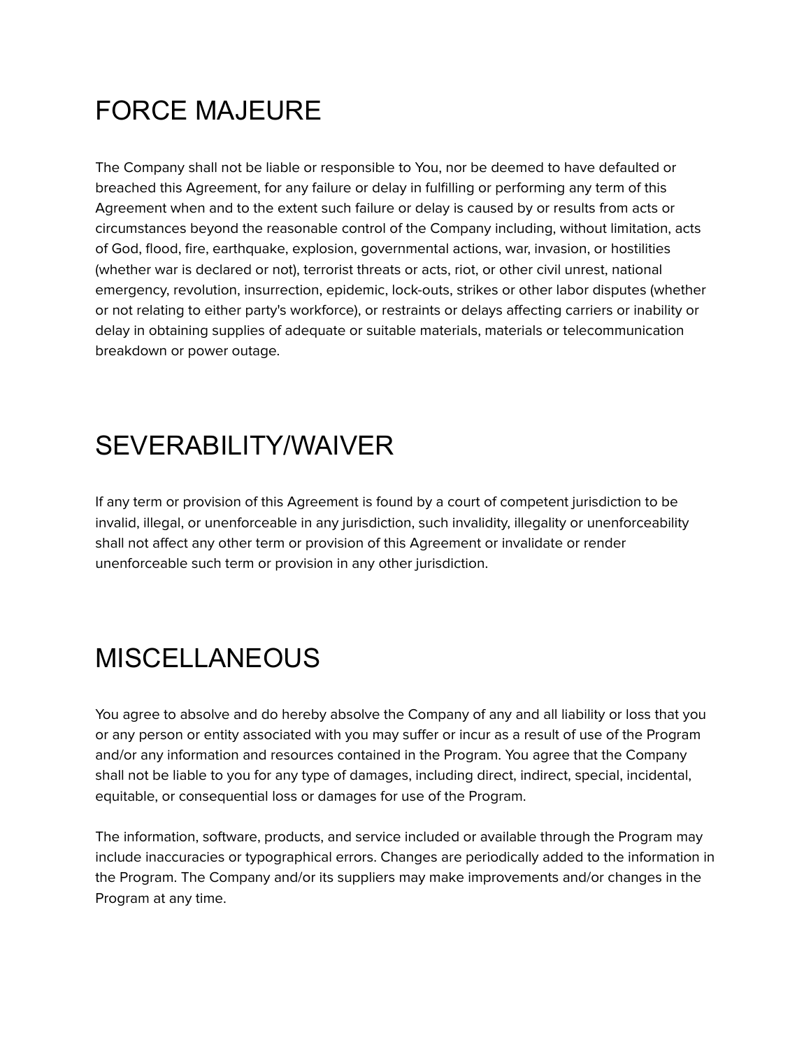# FORCE MAJEURE

The Company shall not be liable or responsible to You, nor be deemed to have defaulted or breached this Agreement, for any failure or delay in fulfilling or performing any term of this Agreement when and to the extent such failure or delay is caused by or results from acts or circumstances beyond the reasonable control of the Company including, without limitation, acts of God, flood, fire, earthquake, explosion, governmental actions, war, invasion, or hostilities (whether war is declared or not), terrorist threats or acts, riot, or other civil unrest, national emergency, revolution, insurrection, epidemic, lock-outs, strikes or other labor disputes (whether or not relating to either party's workforce), or restraints or delays affecting carriers or inability or delay in obtaining supplies of adequate or suitable materials, materials or telecommunication breakdown or power outage.

# SEVERABILITY/WAIVER

If any term or provision of this Agreement is found by a court of competent jurisdiction to be invalid, illegal, or unenforceable in any jurisdiction, such invalidity, illegality or unenforceability shall not affect any other term or provision of this Agreement or invalidate or render unenforceable such term or provision in any other jurisdiction.

# MISCELLANEOUS

You agree to absolve and do hereby absolve the Company of any and all liability or loss that you or any person or entity associated with you may suffer or incur as a result of use of the Program and/or any information and resources contained in the Program. You agree that the Company shall not be liable to you for any type of damages, including direct, indirect, special, incidental, equitable, or consequential loss or damages for use of the Program.

The information, software, products, and service included or available through the Program may include inaccuracies or typographical errors. Changes are periodically added to the information in the Program. The Company and/or its suppliers may make improvements and/or changes in the Program at any time.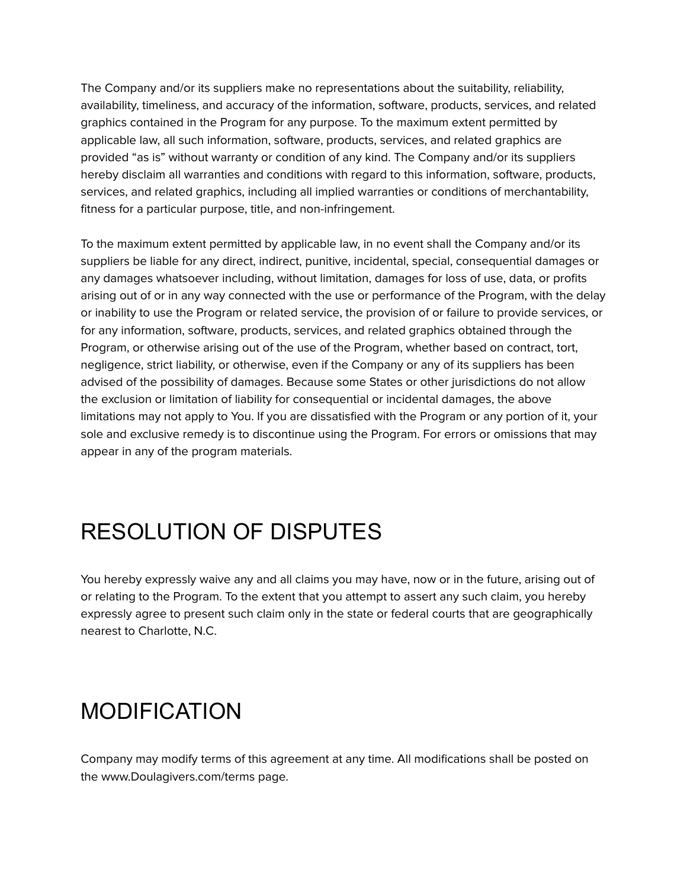The Company and/or its suppliers make no representations about the suitability, reliability, availability, timeliness, and accuracy of the information, software, products, services, and related graphics contained in the Program for any purpose. To the maximum extent permitted by applicable law, all such information, software, products, services, and related graphics are provided “as is” without warranty or condition of any kind. The Company and/or its suppliers hereby disclaim all warranties and conditions with regard to this information, software, products, services, and related graphics, including all implied warranties or conditions of merchantability, fitness for a particular purpose, title, and non-infringement.

To the maximum extent permitted by applicable law, in no event shall the Company and/or its suppliers be liable for any direct, indirect, punitive, incidental, special, consequential damages or any damages whatsoever including, without limitation, damages for loss of use, data, or profits arising out of or in any way connected with the use or performance of the Program, with the delay or inability to use the Program or related service, the provision of or failure to provide services, or for any information, software, products, services, and related graphics obtained through the Program, or otherwise arising out of the use of the Program, whether based on contract, tort, negligence, strict liability, or otherwise, even if the Company or any of its suppliers has been advised of the possibility of damages. Because some States or other jurisdictions do not allow the exclusion or limitation of liability for consequential or incidental damages, the above limitations may not apply to You. If you are dissatisfied with the Program or any portion of it, your sole and exclusive remedy is to discontinue using the Program. For errors or omissions that may appear in any of the program materials.

# RESOLUTION OF DISPUTES

You hereby expressly waive any and all claims you may have, now or in the future, arising out of or relating to the Program. To the extent that you attempt to assert any such claim, you hereby expressly agree to present such claim only in the state or federal courts that are geographically nearest to Charlotte, N.C.

# MODIFICATION

Company may modify terms of this agreement at any time. All modifications shall be posted on the www.Doulagivers.com/terms page.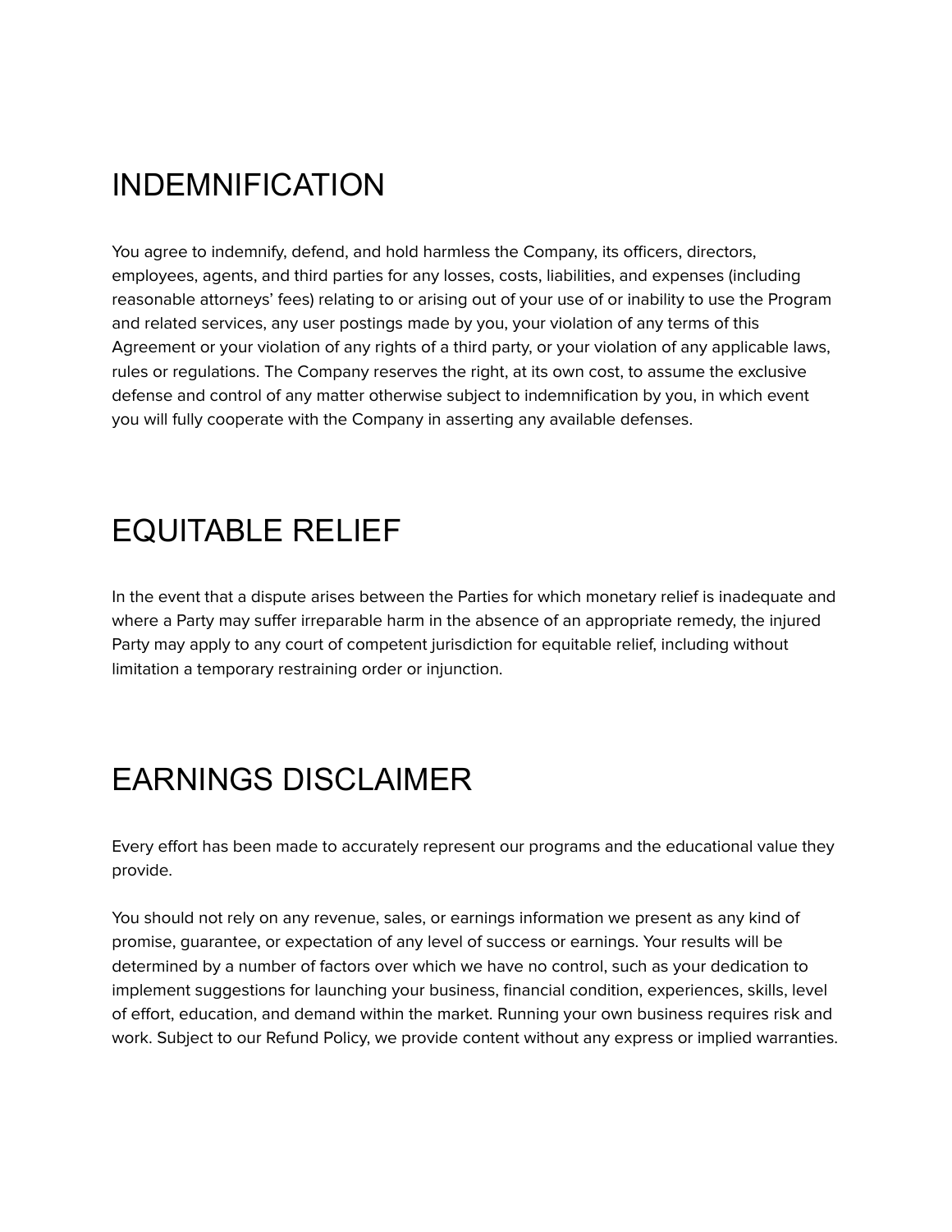# INDEMNIFICATION

You agree to indemnify, defend, and hold harmless the Company, its officers, directors, employees, agents, and third parties for any losses, costs, liabilities, and expenses (including reasonable attorneys' fees) relating to or arising out of your use of or inability to use the Program and related services, any user postings made by you, your violation of any terms of this Agreement or your violation of any rights of a third party, or your violation of any applicable laws, rules or regulations. The Company reserves the right, at its own cost, to assume the exclusive defense and control of any matter otherwise subject to indemnification by you, in which event you will fully cooperate with the Company in asserting any available defenses.

# EQUITABLE RELIEF

In the event that a dispute arises between the Parties for which monetary relief is inadequate and where a Party may suffer irreparable harm in the absence of an appropriate remedy, the injured Party may apply to any court of competent jurisdiction for equitable relief, including without limitation a temporary restraining order or injunction.

# EARNINGS DISCLAIMER

Every effort has been made to accurately represent our programs and the educational value they provide.

You should not rely on any revenue, sales, or earnings information we present as any kind of promise, guarantee, or expectation of any level of success or earnings. Your results will be determined by a number of factors over which we have no control, such as your dedication to implement suggestions for launching your business, financial condition, experiences, skills, level of effort, education, and demand within the market. Running your own business requires risk and work. Subject to our Refund Policy, we provide content without any express or implied warranties.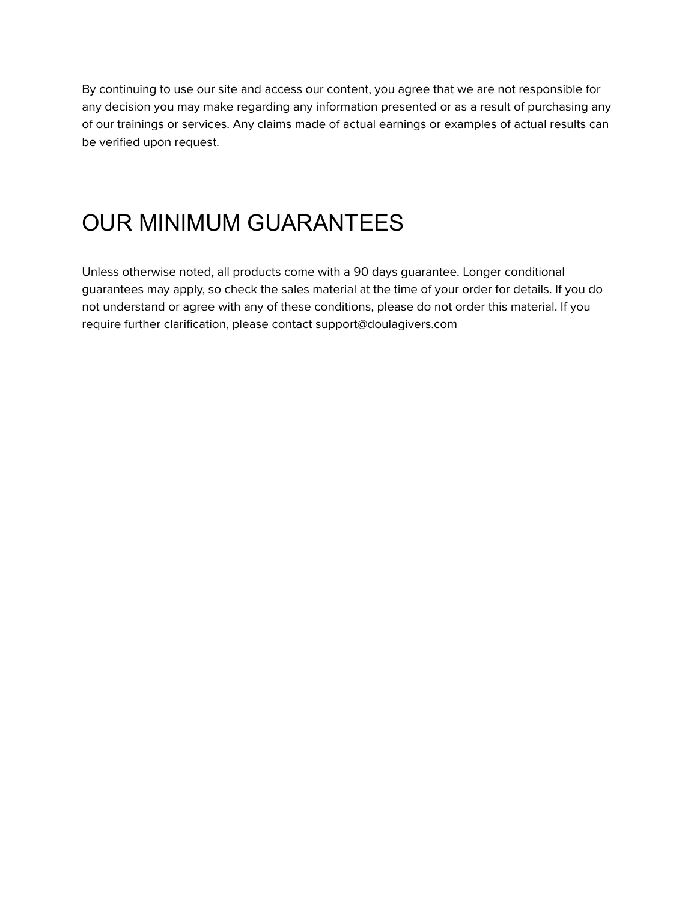By continuing to use our site and access our content, you agree that we are not responsible for any decision you may make regarding any information presented or as a result of purchasing any of our trainings or services. Any claims made of actual earnings or examples of actual results can be verified upon request.

# OUR MINIMUM GUARANTEES

Unless otherwise noted, all products come with a 90 days guarantee. Longer conditional guarantees may apply, so check the sales material at the time of your order for details. If you do not understand or agree with any of these conditions, please do not order this material. If you require further clarification, please contact support@doulagivers.com